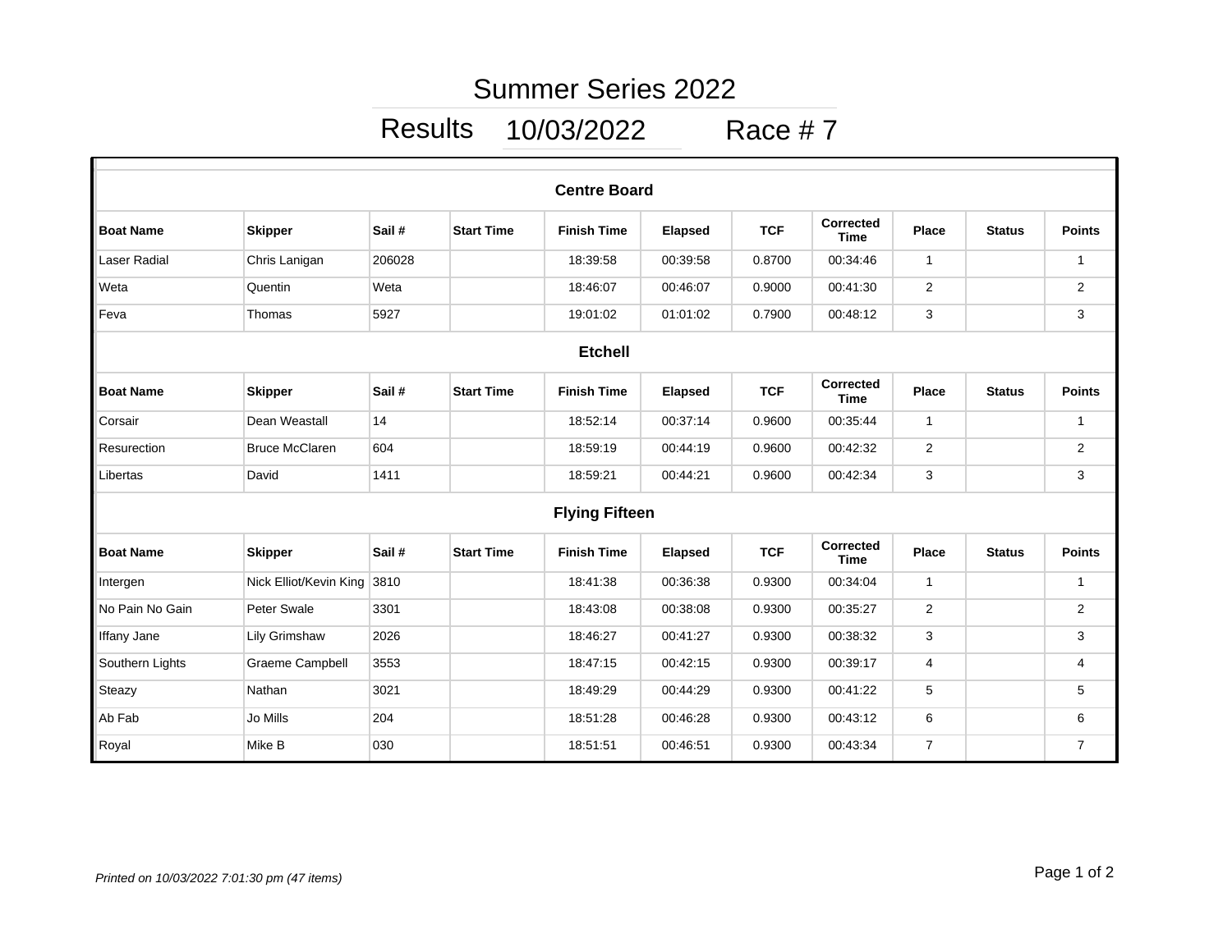# Summer Series 2022

## Results 10/03/2022 Race # 7

### Centre Board

| Boat Name | Skipper | Sail # | Start Time | Finish Time | Elapsed | TCF | Corrected Time | Place | Status | Points |
|---|---|---|---|---|---|---|---|---|---|---|
| Laser Radial | Chris Lanigan | 206028 | | 18:39:58 | 00:39:58 | 0.8700 | 00:34:46 | 1 | | 1 |
| Weta | Quentin | Weta | | 18:46:07 | 00:46:07 | 0.9000 | 00:41:30 | 2 | | 2 |
| Feva | Thomas | 5927 | | 19:01:02 | 01:01:02 | 0.7900 | 00:48:12 | 3 | | 3 |

### Etchell

| Boat Name | Skipper | Sail # | Start Time | Finish Time | Elapsed | TCF | Corrected Time | Place | Status | Points |
|---|---|---|---|---|---|---|---|---|---|---|
| Corsair | Dean Weastall | 14 | | 18:52:14 | 00:37:14 | 0.9600 | 00:35:44 | 1 | | 1 |
| Resurection | Bruce McClaren | 604 | | 18:59:19 | 00:44:19 | 0.9600 | 00:42:32 | 2 | | 2 |
| Libertas | David | 1411 | | 18:59:21 | 00:44:21 | 0.9600 | 00:42:34 | 3 | | 3 |

### Flying Fifteen

| Boat Name | Skipper | Sail # | Start Time | Finish Time | Elapsed | TCF | Corrected Time | Place | Status | Points |
|---|---|---|---|---|---|---|---|---|---|---|
| Intergen | Nick Elliot/Kevin King | 3810 | | 18:41:38 | 00:36:38 | 0.9300 | 00:34:04 | 1 | | 1 |
| No Pain No Gain | Peter Swale | 3301 | | 18:43:08 | 00:38:08 | 0.9300 | 00:35:27 | 2 | | 2 |
| Iffany Jane | Lily Grimshaw | 2026 | | 18:46:27 | 00:41:27 | 0.9300 | 00:38:32 | 3 | | 3 |
| Southern Lights | Graeme Campbell | 3553 | | 18:47:15 | 00:42:15 | 0.9300 | 00:39:17 | 4 | | 4 |
| Steazy | Nathan | 3021 | | 18:49:29 | 00:44:29 | 0.9300 | 00:41:22 | 5 | | 5 |
| Ab Fab | Jo Mills | 204 | | 18:51:28 | 00:46:28 | 0.9300 | 00:43:12 | 6 | | 6 |
| Royal | Mike B | 030 | | 18:51:51 | 00:46:51 | 0.9300 | 00:43:34 | 7 | | 7 |

*Printed on 10/03/2022 7:01:30 pm (47 items)*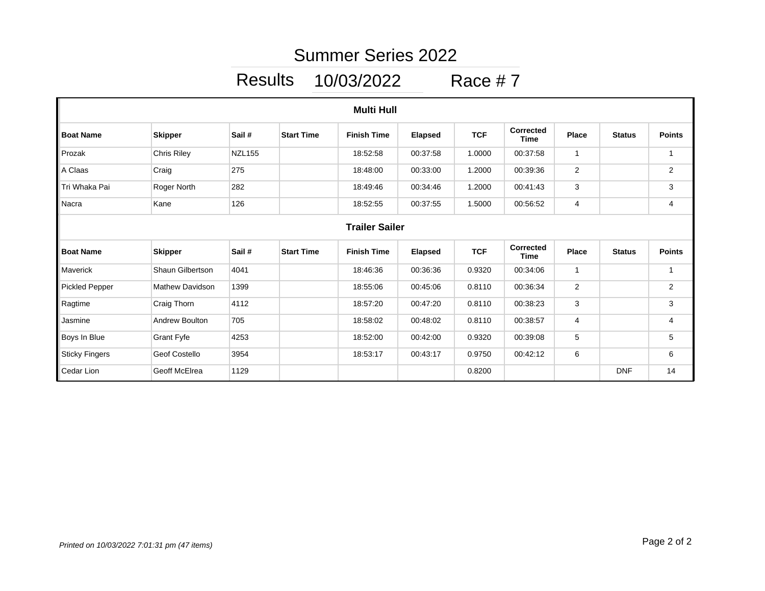# Summer Series 2022

## Results 10/03/2022 Race # 7

### Multi Hull

| Boat Name | Skipper | Sail # | Start Time | Finish Time | Elapsed | TCF | Corrected Time | Place | Status | Points |
|---|---|---|---|---|---|---|---|---|---|---|
| Prozak | Chris Riley | NZL155 | | 18:52:58 | 00:37:58 | 1.0000 | 00:37:58 | 1 | | 1 |
| A Claas | Craig | 275 | | 18:48:00 | 00:33:00 | 1.2000 | 00:39:36 | 2 | | 2 |
| Tri Whaka Pai | Roger North | 282 | | 18:49:46 | 00:34:46 | 1.2000 | 00:41:43 | 3 | | 3 |
| Nacra | Kane | 126 | | 18:52:55 | 00:37:55 | 1.5000 | 00:56:52 | 4 | | 4 |

### Trailer Sailer

| Boat Name | Skipper | Sail # | Start Time | Finish Time | Elapsed | TCF | Corrected Time | Place | Status | Points |
|---|---|---|---|---|---|---|---|---|---|---|
| Maverick | Shaun Gilbertson | 4041 | | 18:46:36 | 00:36:36 | 0.9320 | 00:34:06 | 1 | | 1 |
| Pickled Pepper | Mathew Davidson | 1399 | | 18:55:06 | 00:45:06 | 0.8110 | 00:36:34 | 2 | | 2 |
| Ragtime | Craig Thorn | 4112 | | 18:57:20 | 00:47:20 | 0.8110 | 00:38:23 | 3 | | 3 |
| Jasmine | Andrew Boulton | 705 | | 18:58:02 | 00:48:02 | 0.8110 | 00:38:57 | 4 | | 4 |
| Boys In Blue | Grant Fyfe | 4253 | | 18:52:00 | 00:42:00 | 0.9320 | 00:39:08 | 5 | | 5 |
| Sticky Fingers | Geof Costello | 3954 | | 18:53:17 | 00:43:17 | 0.9750 | 00:42:12 | 6 | | 6 |
| Cedar Lion | Geoff McElrea | 1129 | | | | 0.8200 | | | DNF | 14 |

*Printed on 10/03/2022 7:01:31 pm (47 items)*